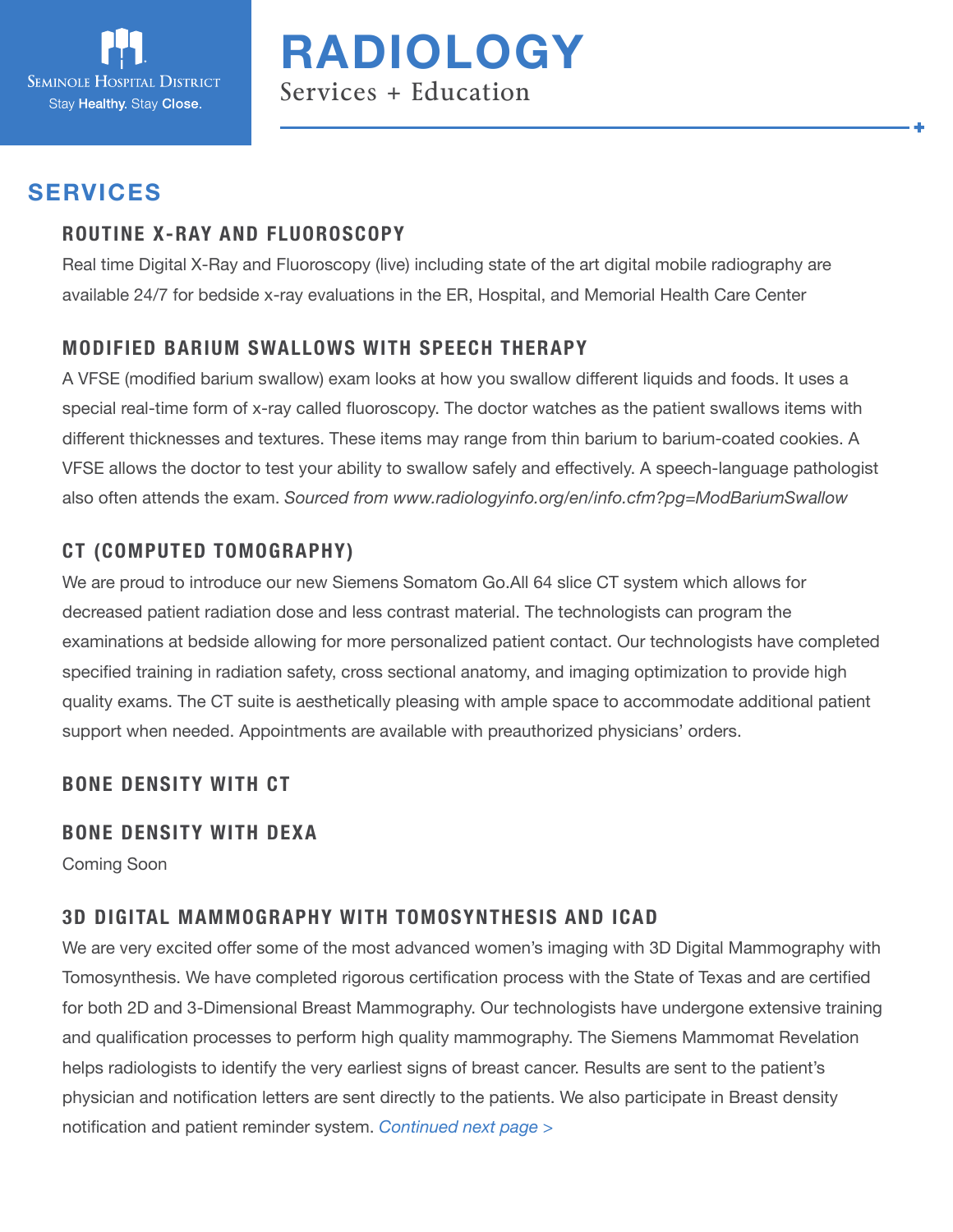Seminole Hospital District

Stay **Healthy.** Stay **Close.**

# RADIOLOGY

Services + Education

## SERVICES

### ROUTINE X-RAY AND FLUOROSCOPY

Real time Digital X-Ray and Fluoroscopy (live) including state of the art digital mobile radiography are available 24/7 for bedside x-ray evaluations in the ER, Hospital, and Memorial Health Care Center

### MODIFIED BARIUM SWALLOWS WITH SPEECH THERAPY

A VFSE (modified barium swallow) exam looks at how you swallow different liquids and foods. It uses a special real-time form of x-ray called fluoroscopy. The doctor watches as the patient swallows items with different thicknesses and textures. These items may range from thin barium to barium-coated cookies. A VFSE allows the doctor to test your ability to swallow safely and effectively. A speech-language pathologist also often attends the exam. *Sourced from www.radiologyinfo.org/en/info.cfm?pg=ModBariumSwallow*

### CT (COMPUTED TOMOGRAPHY)

We are proud to introduce our new Siemens Somatom Go.All 64 slice CT system which allows for decreased patient radiation dose and less contrast material. The technologists can program the examinations at bedside allowing for more personalized patient contact. Our technologists have completed specified training in radiation safety, cross sectional anatomy, and imaging optimization to provide high quality exams. The CT suite is aesthetically pleasing with ample space to accommodate additional patient support when needed. Appointments are available with preauthorized physicians' orders.

### BONE DENSITY WITH CT

### BONE DENSITY WITH DEXA

Coming Soon

### 3D DIGITAL MAMMOGRAPHY WITH TOMOSYNTHESIS AND ICAD

We are very excited offer some of the most advanced women's imaging with 3D Digital Mammography with Tomosynthesis. We have completed rigorous certification process with the State of Texas and are certified for both 2D and 3-Dimensional Breast Mammography. Our technologists have undergone extensive training and qualification processes to perform high quality mammography. The Siemens Mammomat Revelation helps radiologists to identify the very earliest signs of breast cancer. Results are sent to the patient's physician and notification letters are sent directly to the patients. We also participate in Breast density notification and patient reminder system. *Continued next page >*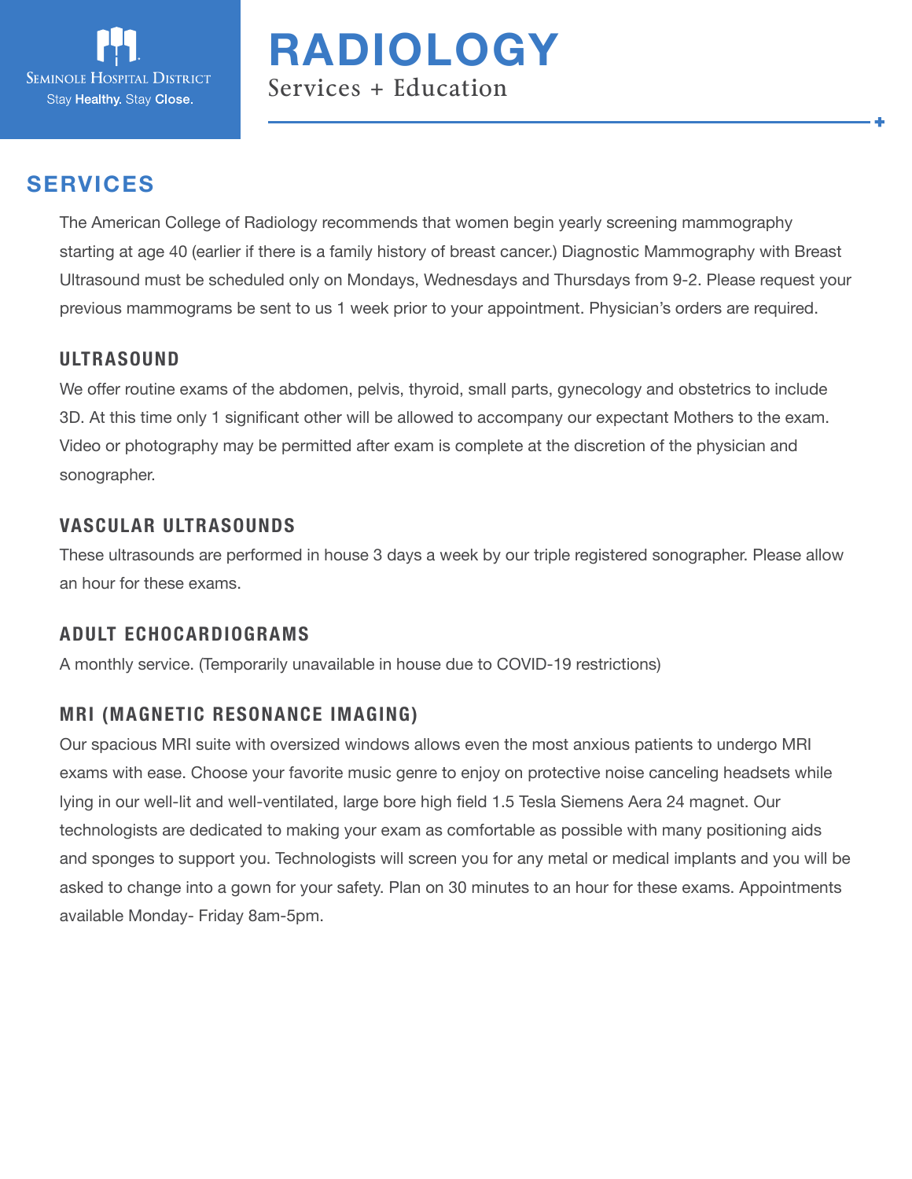# RADIOLOGY

Services + Education

## SERVICES

The American College of Radiology recommends that women begin yearly screening mammography starting at age 40 (earlier if there is a family history of breast cancer.) Diagnostic Mammography with Breast Ultrasound must be scheduled only on Mondays, Wednesdays and Thursdays from 9-2. Please request your previous mammograms be sent to us 1 week prior to your appointment. Physician's orders are required.

### ULTRASOUND

We offer routine exams of the abdomen, pelvis, thyroid, small parts, gynecology and obstetrics to include 3D. At this time only 1 significant other will be allowed to accompany our expectant Mothers to the exam. Video or photography may be permitted after exam is complete at the discretion of the physician and sonographer.

### VASCULAR ULTRASOUNDS

These ultrasounds are performed in house 3 days a week by our triple registered sonographer. Please allow an hour for these exams.

### ADULT ECHOCARDIOGRAMS

A monthly service. (Temporarily unavailable in house due to COVID-19 restrictions)

### MRI (MAGNETIC RESONANCE IMAGING)

Our spacious MRI suite with oversized windows allows even the most anxious patients to undergo MRI exams with ease. Choose your favorite music genre to enjoy on protective noise canceling headsets while lying in our well-lit and well-ventilated, large bore high field 1.5 Tesla Siemens Aera 24 magnet. Our technologists are dedicated to making your exam as comfortable as possible with many positioning aids and sponges to support you. Technologists will screen you for any metal or medical implants and you will be asked to change into a gown for your safety. Plan on 30 minutes to an hour for these exams. Appointments available Monday- Friday 8am-5pm.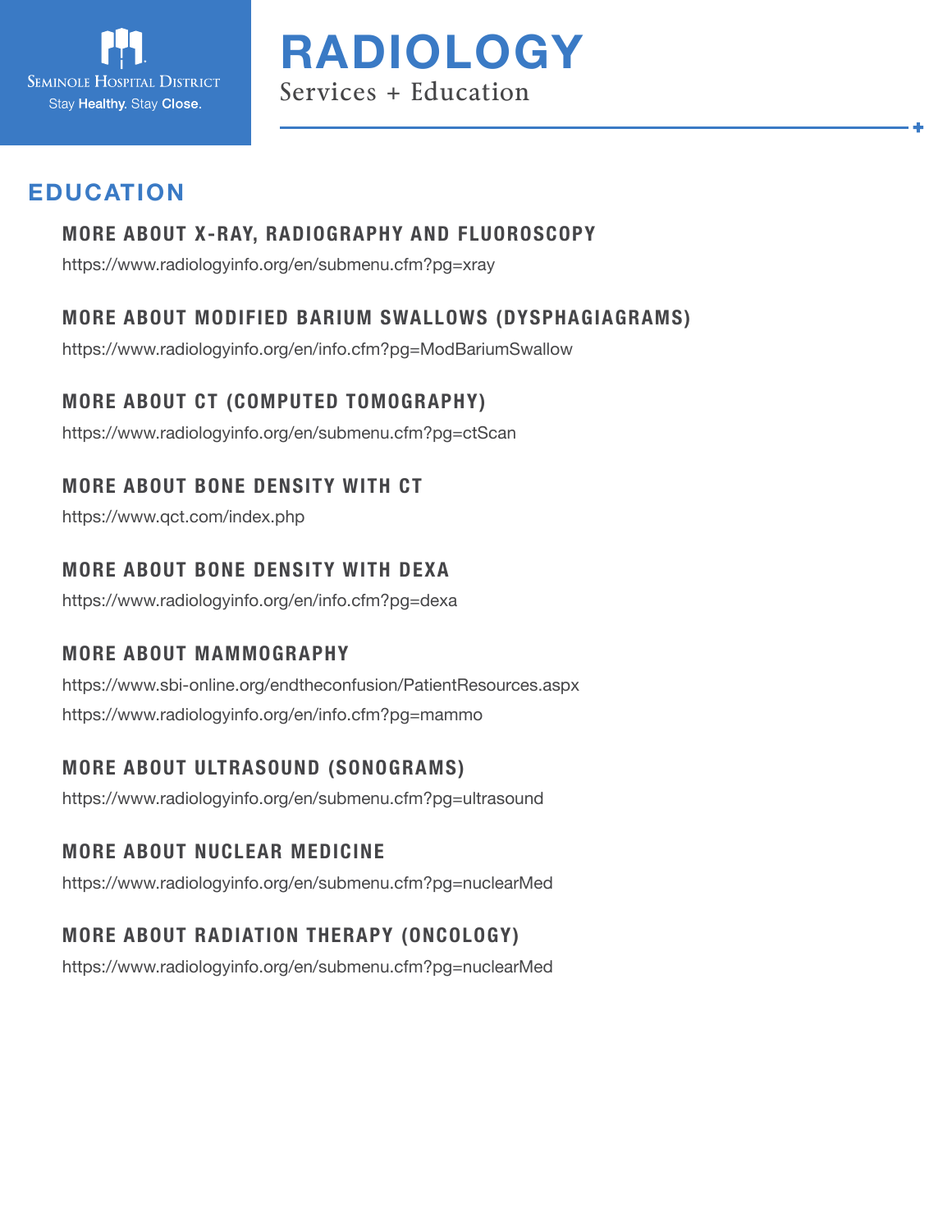# RADIOLOGY

Services + Education

## EDUCATION

### MORE ABOUT X-RAY, RADIOGRAPHY AND FLUOROSCOPY

https://www.radiologyinfo.org/en/submenu.cfm?pg=xray

### MORE ABOUT MODIFIED BARIUM SWALLOWS (DYSPHAGIAGRAMS)

https://www.radiologyinfo.org/en/info.cfm?pg=ModBariumSwallow

### MORE ABOUT CT (COMPUTED TOMOGRAPHY)

https://www.radiologyinfo.org/en/submenu.cfm?pg=ctScan

### MORE ABOUT BONE DENSITY WITH CT

https://www.qct.com/index.php

### MORE ABOUT BONE DENSITY WITH DEXA

https://www.radiologyinfo.org/en/info.cfm?pg=dexa

### MORE ABOUT MAMMOGRAPHY

https://www.sbi-online.org/endtheconfusion/PatientResources.aspx

https://www.radiologyinfo.org/en/info.cfm?pg=mammo

### MORE ABOUT ULTRASOUND (SONOGRAMS)

https://www.radiologyinfo.org/en/submenu.cfm?pg=ultrasound

### MORE ABOUT NUCLEAR MEDICINE

https://www.radiologyinfo.org/en/submenu.cfm?pg=nuclearMed

### MORE ABOUT RADIATION THERAPY (ONCOLOGY)

https://www.radiologyinfo.org/en/submenu.cfm?pg=nuclearMed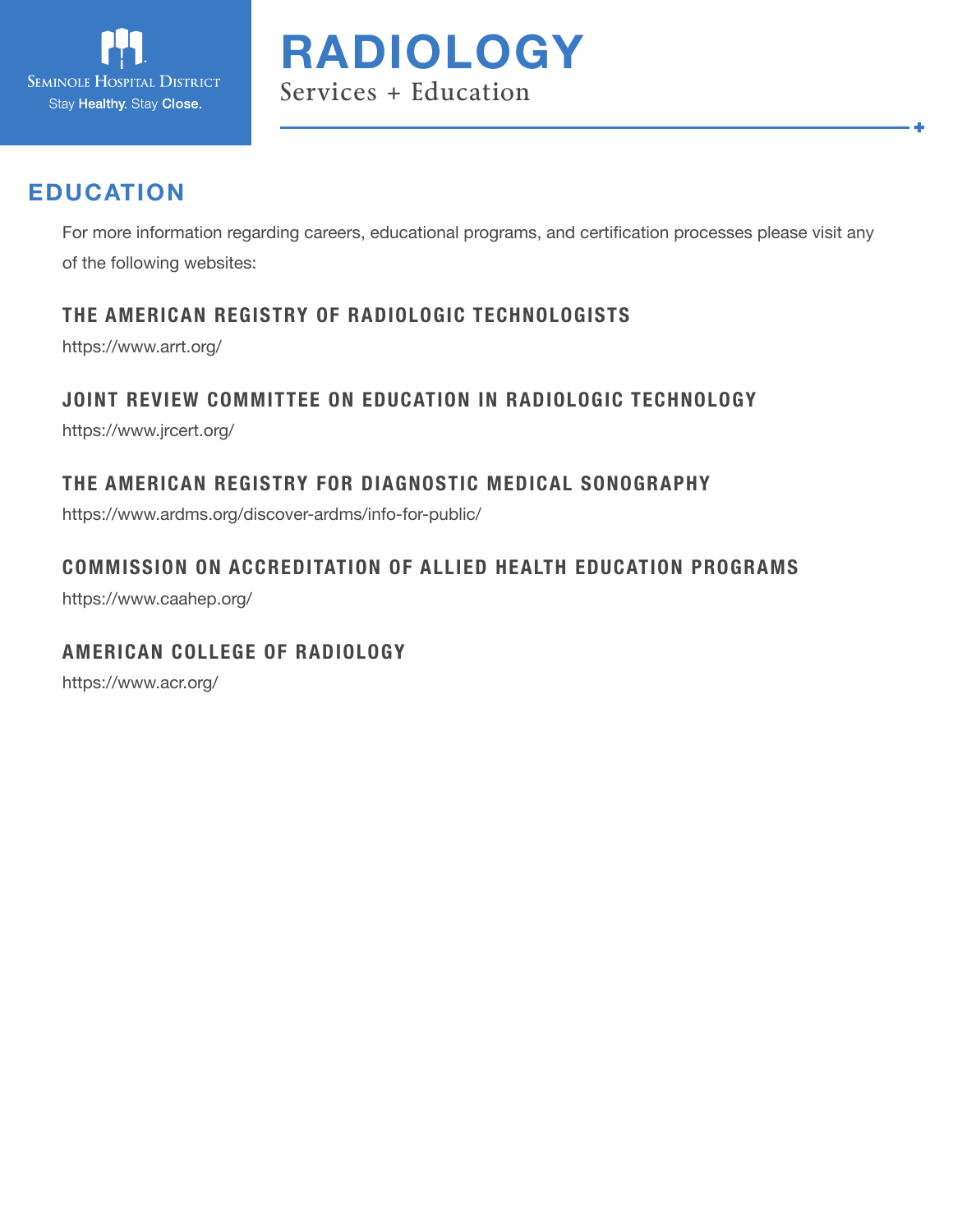Seminole Hospital District

Stay Healthy. Stay Close.

# RADIOLOGY

Services + Education

## EDUCATION

For more information regarding careers, educational programs, and certification processes please visit any of the following websites:

### THE AMERICAN REGISTRY OF RADIOLOGIC TECHNOLOGISTS

https://www.arrt.org/

### JOINT REVIEW COMMITTEE ON EDUCATION IN RADIOLOGIC TECHNOLOGY

https://www.jrcert.org/

### THE AMERICAN REGISTRY FOR DIAGNOSTIC MEDICAL SONOGRAPHY

https://www.ardms.org/discover-ardms/info-for-public/

### COMMISSION ON ACCREDITATION OF ALLIED HEALTH EDUCATION PROGRAMS

https://www.caahep.org/

### AMERICAN COLLEGE OF RADIOLOGY

https://www.acr.org/